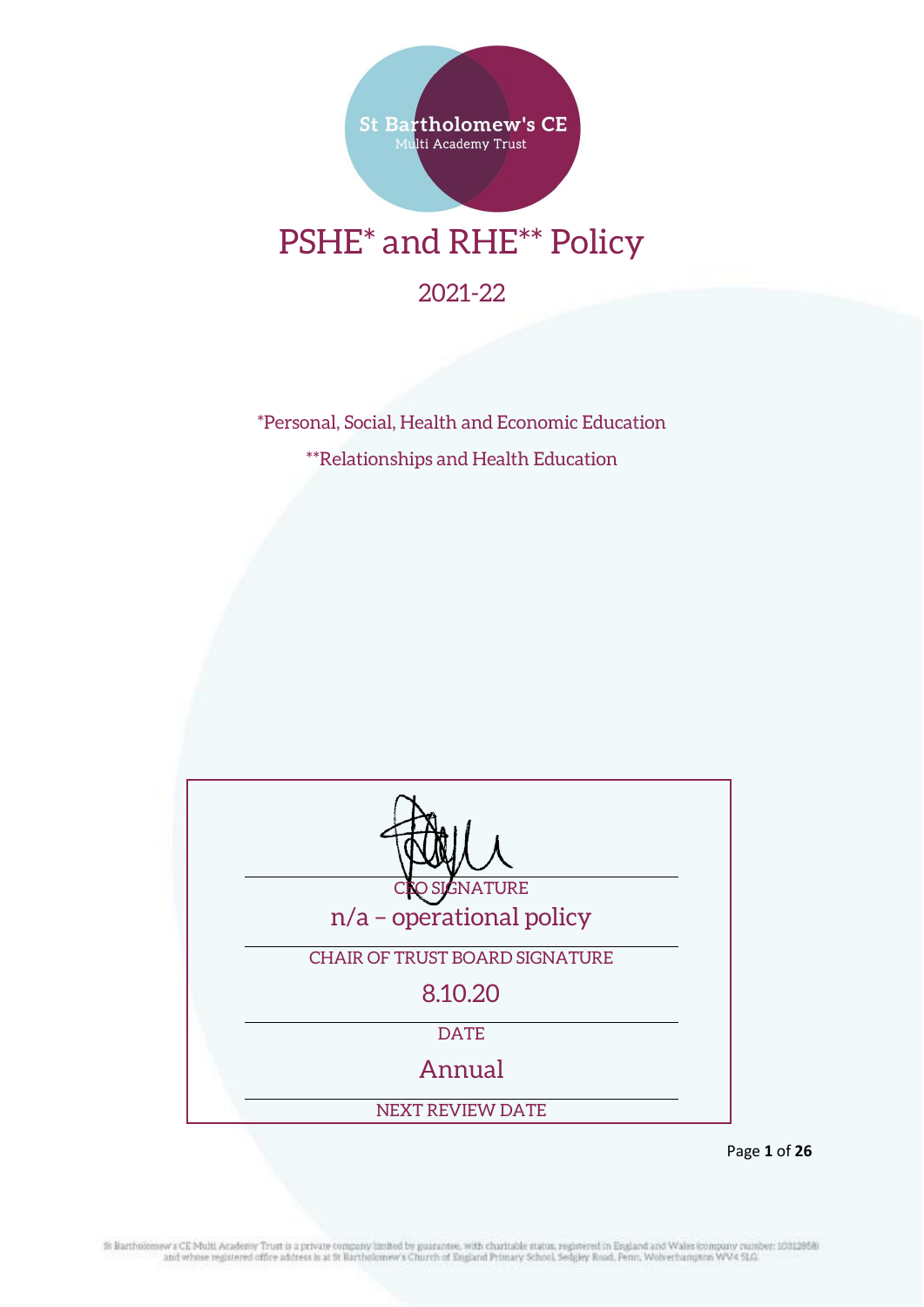St Bartholomew's CE
Multi Academy Trust

# PSHE* and RHE** Policy

## 2021-22

*Personal, Social, Health and Economic Education

**Relationships and Health Education

CEO SIGNATURE

n/a – operational policy

CHAIR OF TRUST BOARD SIGNATURE

8.10.20

DATE

Annual

NEXT REVIEW DATE

St Bartholomew's CE Multi Academy Trust is a private company limited by guarantee, with charitable status, registered in England and Wales (company number: 10312858) and whose registered office address is at St Bartholomew's Church of England Primary School, Sedgley Road, Penn, Wolverhampton WV4 5LG.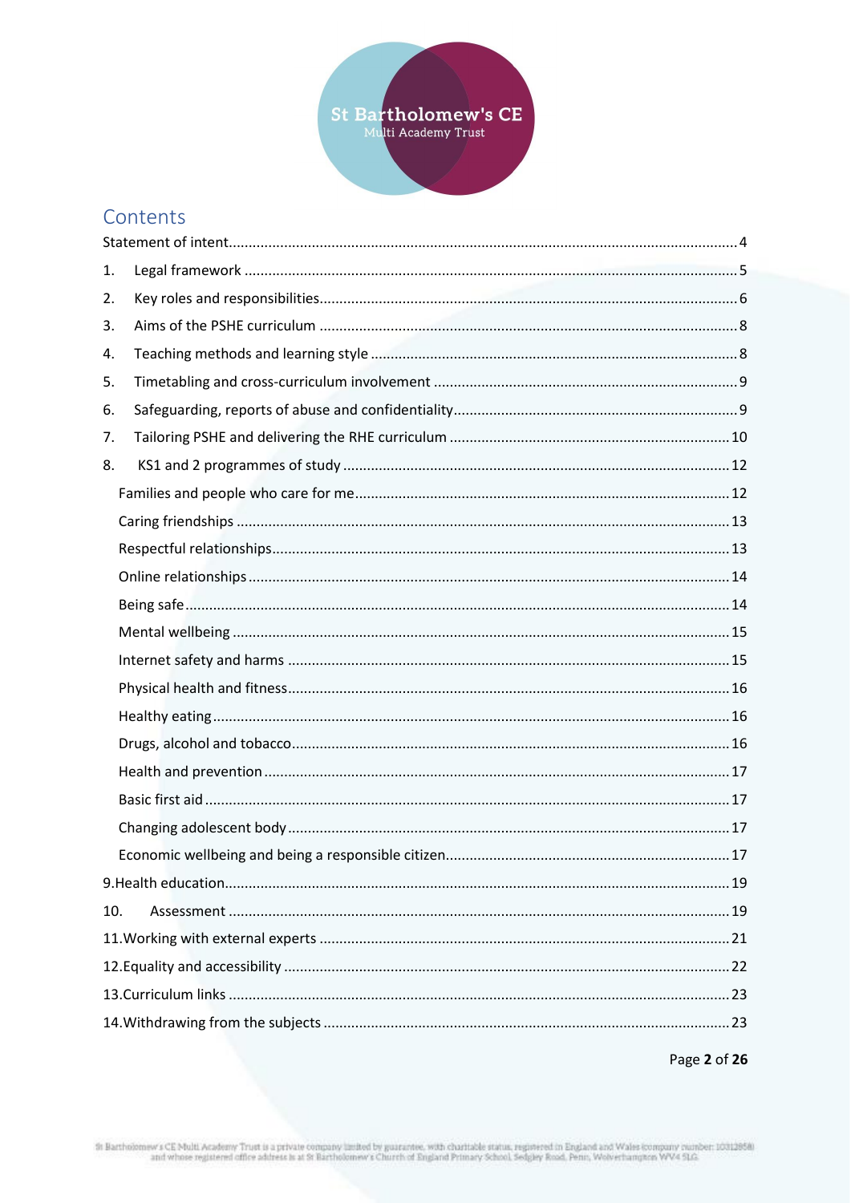St Bartholomew's CE Multi Academy Trust

# Contents

Statement of intent....4

1. Legal framework....5
2. Key roles and responsibilities....6
3. Aims of the PSHE curriculum....8
4. Teaching methods and learning style....8
5. Timetabling and cross-curriculum involvement....9
6. Safeguarding, reports of abuse and confidentiality....9
7. Tailoring PSHE and delivering the RHE curriculum....10
8. KS1 and 2 programmes of study....12
    - Families and people who care for me....12
    - Caring friendships....13
    - Respectful relationships....13
    - Online relationships....14
    - Being safe....14
    - Mental wellbeing....15
    - Internet safety and harms....15
    - Physical health and fitness....16
    - Healthy eating....16
    - Drugs, alcohol and tobacco....16
    - Health and prevention....17
    - Basic first aid....17
    - Changing adolescent body....17
    - Economic wellbeing and being a responsible citizen....17
9. Health education....19
10. Assessment....19
11. Working with external experts....21
12. Equality and accessibility....22
13. Curriculum links....23
14. Withdrawing from the subjects....23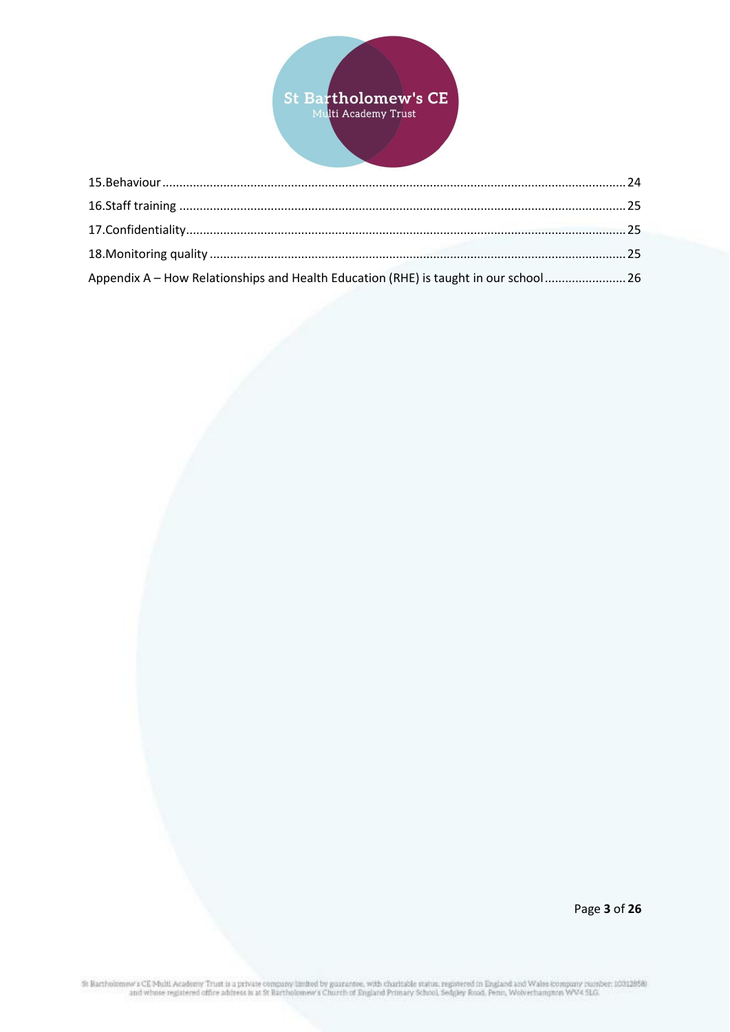15.Behaviour ........................................................................................................................................ 24

16.Staff training .................................................................................................................................. 25

17.Confidentiality................................................................................................................................. 25

18.Monitoring quality ........................................................................................................................... 25

Appendix A – How Relationships and Health Education (RHE) is taught in our school ........................ 26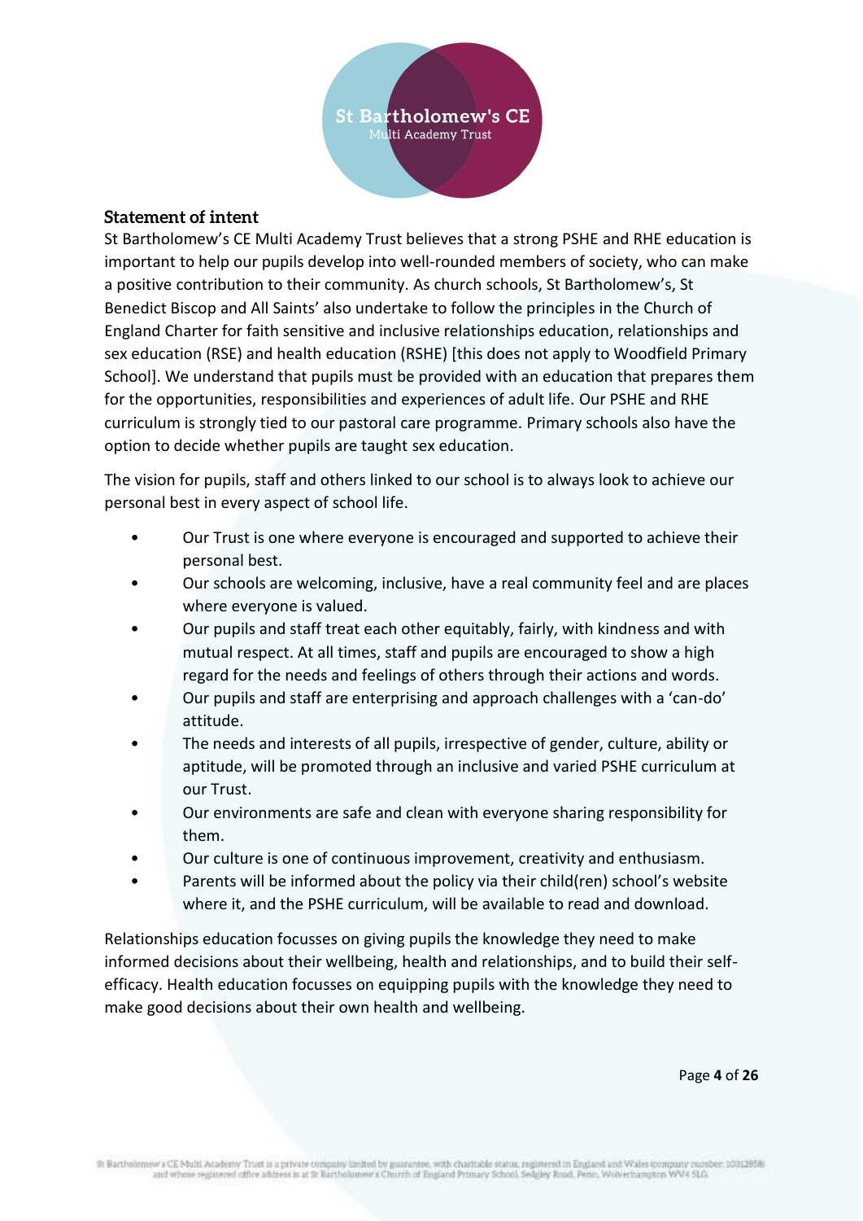## Statement of intent

St Bartholomew's CE Multi Academy Trust believes that a strong PSHE and RHE education is important to help our pupils develop into well-rounded members of society, who can make a positive contribution to their community. As church schools, St Bartholomew's, St Benedict Biscop and All Saints' also undertake to follow the principles in the Church of England Charter for faith sensitive and inclusive relationships education, relationships and sex education (RSE) and health education (RSHE) [this does not apply to Woodfield Primary School]. We understand that pupils must be provided with an education that prepares them for the opportunities, responsibilities and experiences of adult life. Our PSHE and RHE curriculum is strongly tied to our pastoral care programme. Primary schools also have the option to decide whether pupils are taught sex education.

The vision for pupils, staff and others linked to our school is to always look to achieve our personal best in every aspect of school life.

- Our Trust is one where everyone is encouraged and supported to achieve their personal best.
- Our schools are welcoming, inclusive, have a real community feel and are places where everyone is valued.
- Our pupils and staff treat each other equitably, fairly, with kindness and with mutual respect. At all times, staff and pupils are encouraged to show a high regard for the needs and feelings of others through their actions and words.
- Our pupils and staff are enterprising and approach challenges with a 'can-do' attitude.
- The needs and interests of all pupils, irrespective of gender, culture, ability or aptitude, will be promoted through an inclusive and varied PSHE curriculum at our Trust.
- Our environments are safe and clean with everyone sharing responsibility for them.
- Our culture is one of continuous improvement, creativity and enthusiasm.
- Parents will be informed about the policy via their child(ren) school's website where it, and the PSHE curriculum, will be available to read and download.

Relationships education focusses on giving pupils the knowledge they need to make informed decisions about their wellbeing, health and relationships, and to build their self-efficacy. Health education focusses on equipping pupils with the knowledge they need to make good decisions about their own health and wellbeing.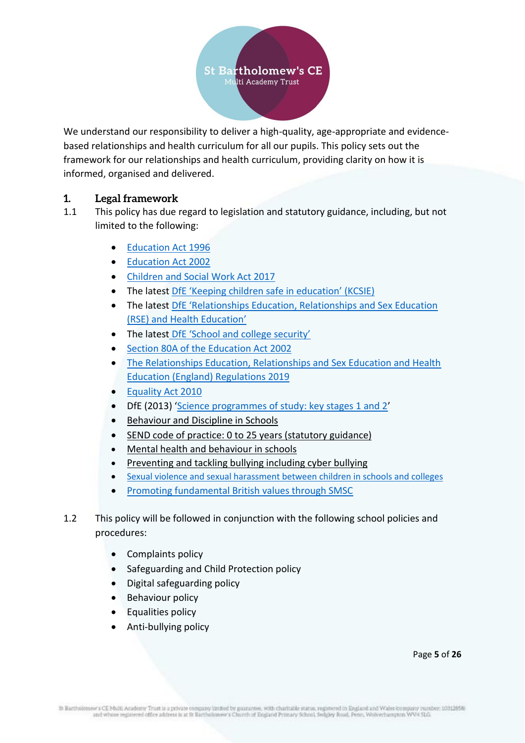We understand our responsibility to deliver a high-quality, age-appropriate and evidence-based relationships and health curriculum for all our pupils. This policy sets out the framework for our relationships and health curriculum, providing clarity on how it is informed, organised and delivered.

## 1. Legal framework

1.1 This policy has due regard to legislation and statutory guidance, including, but not limited to the following:

- Education Act 1996
- Education Act 2002
- Children and Social Work Act 2017
- The latest DfE 'Keeping children safe in education' (KCSIE)
- The latest DfE 'Relationships Education, Relationships and Sex Education (RSE) and Health Education'
- The latest DfE 'School and college security'
- Section 80A of the Education Act 2002
- The Relationships Education, Relationships and Sex Education and Health Education (England) Regulations 2019
- Equality Act 2010
- DfE (2013) 'Science programmes of study: key stages 1 and 2'
- Behaviour and Discipline in Schools
- SEND code of practice: 0 to 25 years (statutory guidance)
- Mental health and behaviour in schools
- Preventing and tackling bullying including cyber bullying
- Sexual violence and sexual harassment between children in schools and colleges
- Promoting fundamental British values through SMSC

1.2 This policy will be followed in conjunction with the following school policies and procedures:

- Complaints policy
- Safeguarding and Child Protection policy
- Digital safeguarding policy
- Behaviour policy
- Equalities policy
- Anti-bullying policy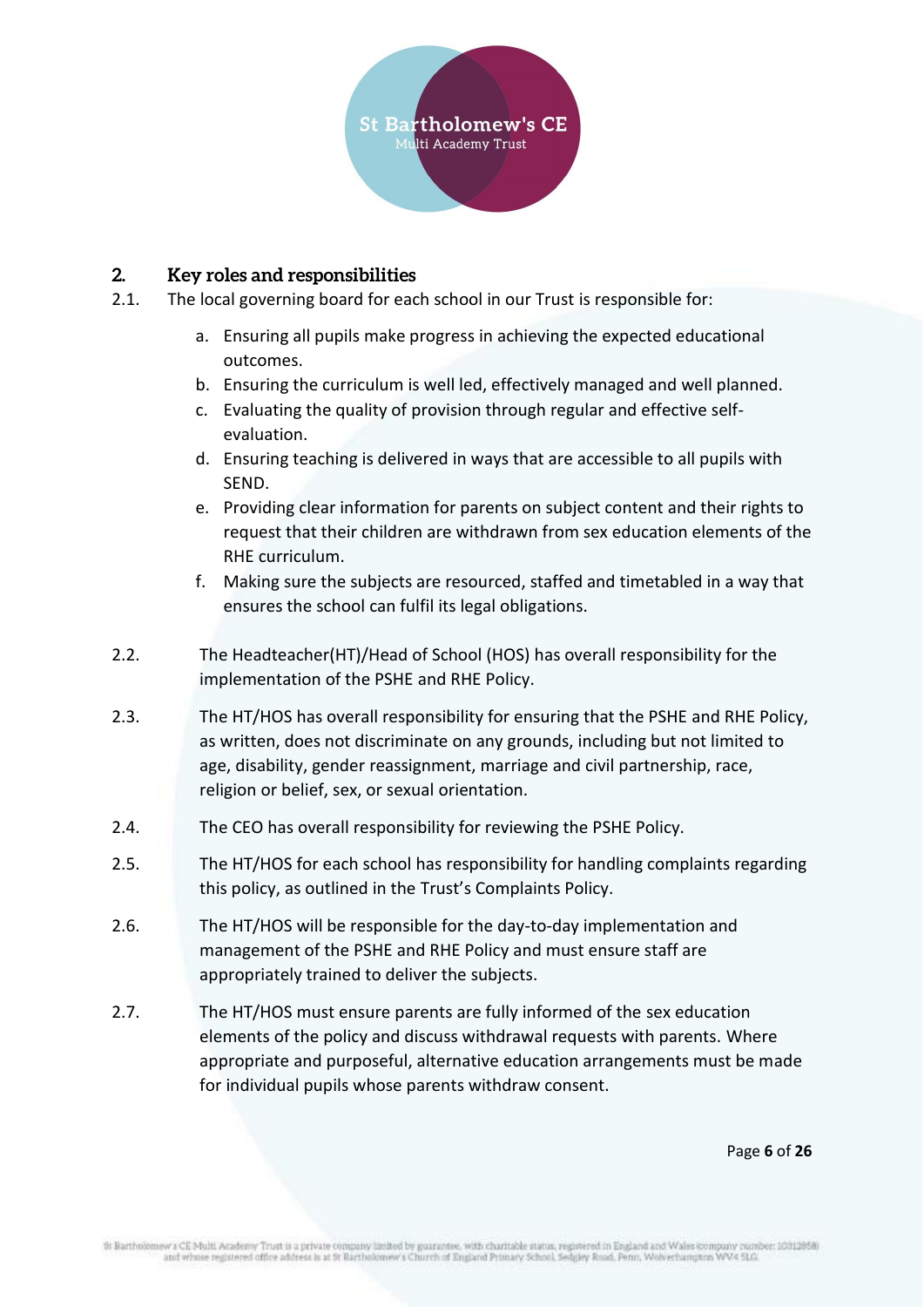## 2. Key roles and responsibilities

2.1. The local governing board for each school in our Trust is responsible for:

a. Ensuring all pupils make progress in achieving the expected educational outcomes.
b. Ensuring the curriculum is well led, effectively managed and well planned.
c. Evaluating the quality of provision through regular and effective self-evaluation.
d. Ensuring teaching is delivered in ways that are accessible to all pupils with SEND.
e. Providing clear information for parents on subject content and their rights to request that their children are withdrawn from sex education elements of the RHE curriculum.
f. Making sure the subjects are resourced, staffed and timetabled in a way that ensures the school can fulfil its legal obligations.

2.2. The Headteacher(HT)/Head of School (HOS) has overall responsibility for the implementation of the PSHE and RHE Policy.

2.3. The HT/HOS has overall responsibility for ensuring that the PSHE and RHE Policy, as written, does not discriminate on any grounds, including but not limited to age, disability, gender reassignment, marriage and civil partnership, race, religion or belief, sex, or sexual orientation.

2.4. The CEO has overall responsibility for reviewing the PSHE Policy.

2.5. The HT/HOS for each school has responsibility for handling complaints regarding this policy, as outlined in the Trust's Complaints Policy.

2.6. The HT/HOS will be responsible for the day-to-day implementation and management of the PSHE and RHE Policy and must ensure staff are appropriately trained to deliver the subjects.

2.7. The HT/HOS must ensure parents are fully informed of the sex education elements of the policy and discuss withdrawal requests with parents. Where appropriate and purposeful, alternative education arrangements must be made for individual pupils whose parents withdraw consent.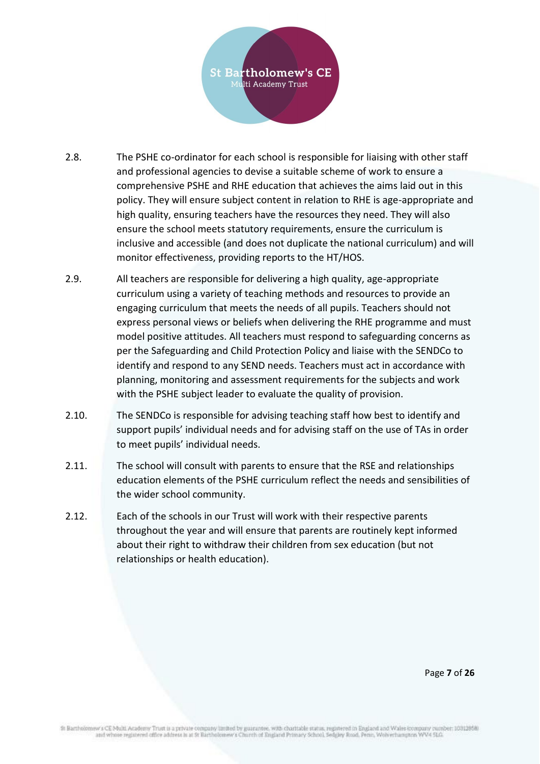2.8. The PSHE co-ordinator for each school is responsible for liaising with other staff and professional agencies to devise a suitable scheme of work to ensure a comprehensive PSHE and RHE education that achieves the aims laid out in this policy. They will ensure subject content in relation to RHE is age-appropriate and high quality, ensuring teachers have the resources they need. They will also ensure the school meets statutory requirements, ensure the curriculum is inclusive and accessible (and does not duplicate the national curriculum) and will monitor effectiveness, providing reports to the HT/HOS.

2.9. All teachers are responsible for delivering a high quality, age-appropriate curriculum using a variety of teaching methods and resources to provide an engaging curriculum that meets the needs of all pupils. Teachers should not express personal views or beliefs when delivering the RHE programme and must model positive attitudes. All teachers must respond to safeguarding concerns as per the Safeguarding and Child Protection Policy and liaise with the SENDCo to identify and respond to any SEND needs. Teachers must act in accordance with planning, monitoring and assessment requirements for the subjects and work with the PSHE subject leader to evaluate the quality of provision.

2.10. The SENDCo is responsible for advising teaching staff how best to identify and support pupils' individual needs and for advising staff on the use of TAs in order to meet pupils' individual needs.

2.11. The school will consult with parents to ensure that the RSE and relationships education elements of the PSHE curriculum reflect the needs and sensibilities of the wider school community.

2.12. Each of the schools in our Trust will work with their respective parents throughout the year and will ensure that parents are routinely kept informed about their right to withdraw their children from sex education (but not relationships or health education).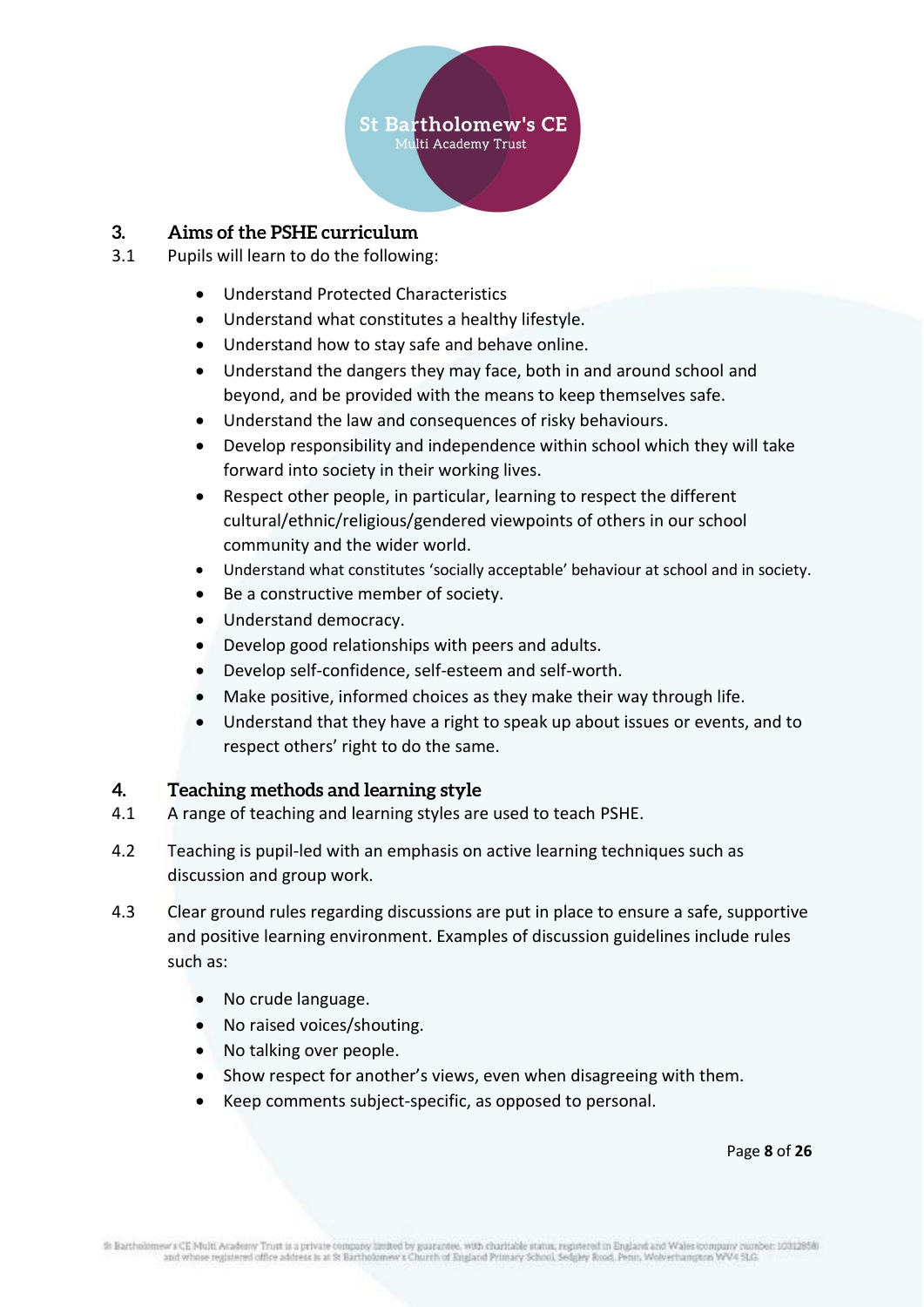## 3. Aims of the PSHE curriculum

3.1 Pupils will learn to do the following:

- Understand Protected Characteristics
- Understand what constitutes a healthy lifestyle.
- Understand how to stay safe and behave online.
- Understand the dangers they may face, both in and around school and beyond, and be provided with the means to keep themselves safe.
- Understand the law and consequences of risky behaviours.
- Develop responsibility and independence within school which they will take forward into society in their working lives.
- Respect other people, in particular, learning to respect the different cultural/ethnic/religious/gendered viewpoints of others in our school community and the wider world.
- Understand what constitutes 'socially acceptable' behaviour at school and in society.
- Be a constructive member of society.
- Understand democracy.
- Develop good relationships with peers and adults.
- Develop self-confidence, self-esteem and self-worth.
- Make positive, informed choices as they make their way through life.
- Understand that they have a right to speak up about issues or events, and to respect others' right to do the same.

## 4. Teaching methods and learning style

4.1 A range of teaching and learning styles are used to teach PSHE.

4.2 Teaching is pupil-led with an emphasis on active learning techniques such as discussion and group work.

4.3 Clear ground rules regarding discussions are put in place to ensure a safe, supportive and positive learning environment. Examples of discussion guidelines include rules such as:

- No crude language.
- No raised voices/shouting.
- No talking over people.
- Show respect for another's views, even when disagreeing with them.
- Keep comments subject-specific, as opposed to personal.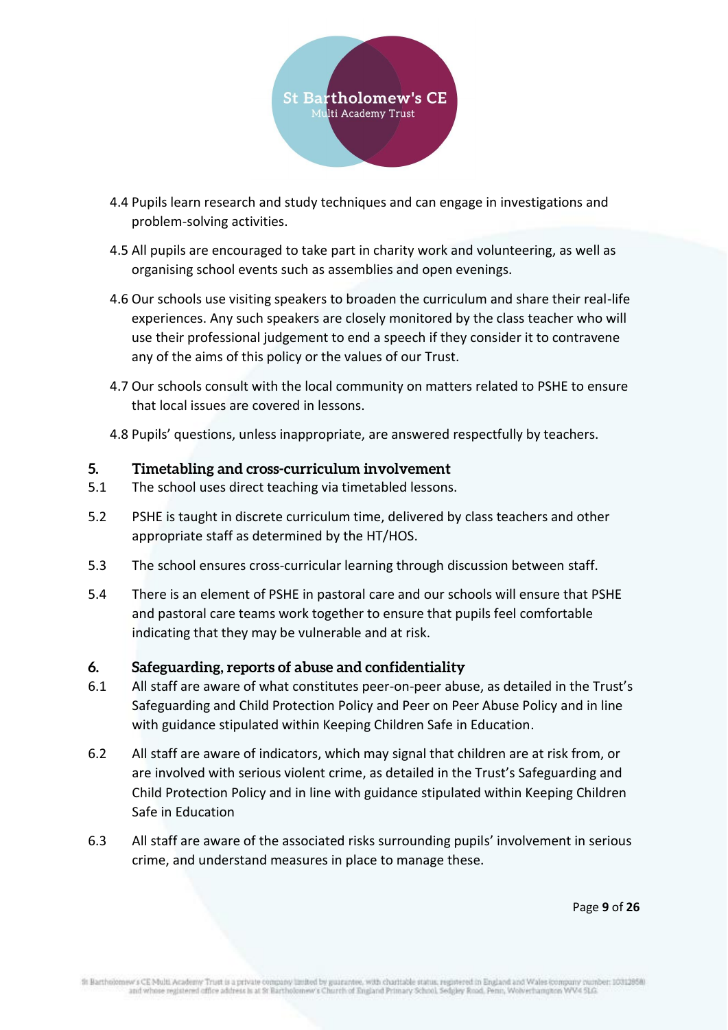4.4 Pupils learn research and study techniques and can engage in investigations and problem-solving activities.

4.5 All pupils are encouraged to take part in charity work and volunteering, as well as organising school events such as assemblies and open evenings.

4.6 Our schools use visiting speakers to broaden the curriculum and share their real-life experiences. Any such speakers are closely monitored by the class teacher who will use their professional judgement to end a speech if they consider it to contravene any of the aims of this policy or the values of our Trust.

4.7 Our schools consult with the local community on matters related to PSHE to ensure that local issues are covered in lessons.

4.8 Pupils' questions, unless inappropriate, are answered respectfully by teachers.

## 5. Timetabling and cross-curriculum involvement

5.1 The school uses direct teaching via timetabled lessons.

5.2 PSHE is taught in discrete curriculum time, delivered by class teachers and other appropriate staff as determined by the HT/HOS.

5.3 The school ensures cross-curricular learning through discussion between staff.

5.4 There is an element of PSHE in pastoral care and our schools will ensure that PSHE and pastoral care teams work together to ensure that pupils feel comfortable indicating that they may be vulnerable and at risk.

## 6. Safeguarding, reports of abuse and confidentiality

6.1 All staff are aware of what constitutes peer-on-peer abuse, as detailed in the Trust's Safeguarding and Child Protection Policy and Peer on Peer Abuse Policy and in line with guidance stipulated within Keeping Children Safe in Education.

6.2 All staff are aware of indicators, which may signal that children are at risk from, or are involved with serious violent crime, as detailed in the Trust's Safeguarding and Child Protection Policy and in line with guidance stipulated within Keeping Children Safe in Education

6.3 All staff are aware of the associated risks surrounding pupils' involvement in serious crime, and understand measures in place to manage these.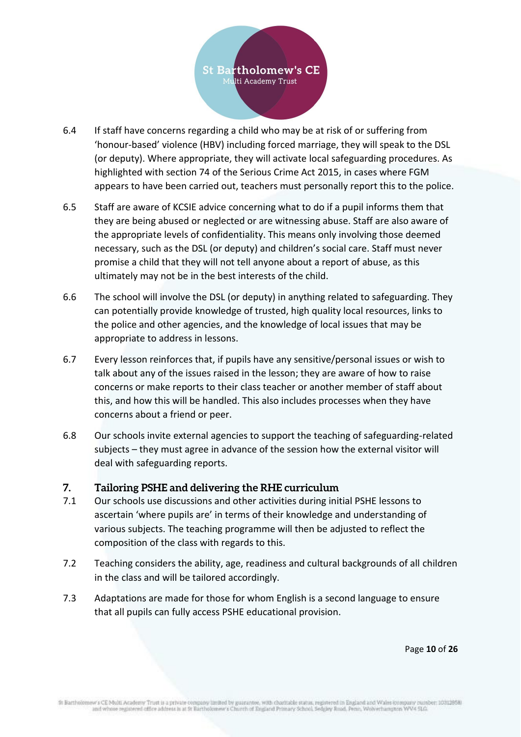6.4 If staff have concerns regarding a child who may be at risk of or suffering from 'honour-based' violence (HBV) including forced marriage, they will speak to the DSL (or deputy). Where appropriate, they will activate local safeguarding procedures. As highlighted with section 74 of the Serious Crime Act 2015, in cases where FGM appears to have been carried out, teachers must personally report this to the police.

6.5 Staff are aware of KCSIE advice concerning what to do if a pupil informs them that they are being abused or neglected or are witnessing abuse. Staff are also aware of the appropriate levels of confidentiality. This means only involving those deemed necessary, such as the DSL (or deputy) and children's social care. Staff must never promise a child that they will not tell anyone about a report of abuse, as this ultimately may not be in the best interests of the child.

6.6 The school will involve the DSL (or deputy) in anything related to safeguarding. They can potentially provide knowledge of trusted, high quality local resources, links to the police and other agencies, and the knowledge of local issues that may be appropriate to address in lessons.

6.7 Every lesson reinforces that, if pupils have any sensitive/personal issues or wish to talk about any of the issues raised in the lesson; they are aware of how to raise concerns or make reports to their class teacher or another member of staff about this, and how this will be handled. This also includes processes when they have concerns about a friend or peer.

6.8 Our schools invite external agencies to support the teaching of safeguarding-related subjects – they must agree in advance of the session how the external visitor will deal with safeguarding reports.

## 7. Tailoring PSHE and delivering the RHE curriculum

7.1 Our schools use discussions and other activities during initial PSHE lessons to ascertain 'where pupils are' in terms of their knowledge and understanding of various subjects. The teaching programme will then be adjusted to reflect the composition of the class with regards to this.

7.2 Teaching considers the ability, age, readiness and cultural backgrounds of all children in the class and will be tailored accordingly.

7.3 Adaptations are made for those for whom English is a second language to ensure that all pupils can fully access PSHE educational provision.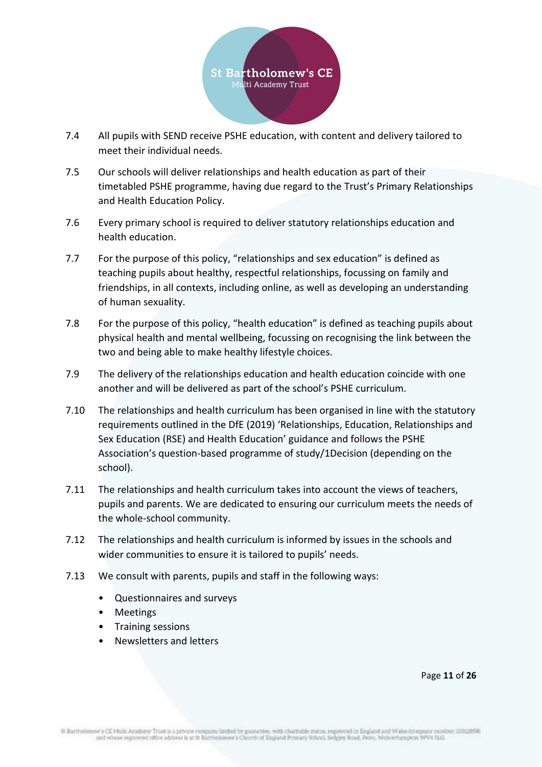7.4 All pupils with SEND receive PSHE education, with content and delivery tailored to meet their individual needs.

7.5 Our schools will deliver relationships and health education as part of their timetabled PSHE programme, having due regard to the Trust's Primary Relationships and Health Education Policy.

7.6 Every primary school is required to deliver statutory relationships education and health education.

7.7 For the purpose of this policy, "relationships and sex education" is defined as teaching pupils about healthy, respectful relationships, focussing on family and friendships, in all contexts, including online, as well as developing an understanding of human sexuality.

7.8 For the purpose of this policy, "health education" is defined as teaching pupils about physical health and mental wellbeing, focussing on recognising the link between the two and being able to make healthy lifestyle choices.

7.9 The delivery of the relationships education and health education coincide with one another and will be delivered as part of the school's PSHE curriculum.

7.10 The relationships and health curriculum has been organised in line with the statutory requirements outlined in the DfE (2019) 'Relationships, Education, Relationships and Sex Education (RSE) and Health Education' guidance and follows the PSHE Association's question-based programme of study/1Decision (depending on the school).

7.11 The relationships and health curriculum takes into account the views of teachers, pupils and parents. We are dedicated to ensuring our curriculum meets the needs of the whole-school community.

7.12 The relationships and health curriculum is informed by issues in the schools and wider communities to ensure it is tailored to pupils' needs.

7.13 We consult with parents, pupils and staff in the following ways:

- Questionnaires and surveys
- Meetings
- Training sessions
- Newsletters and letters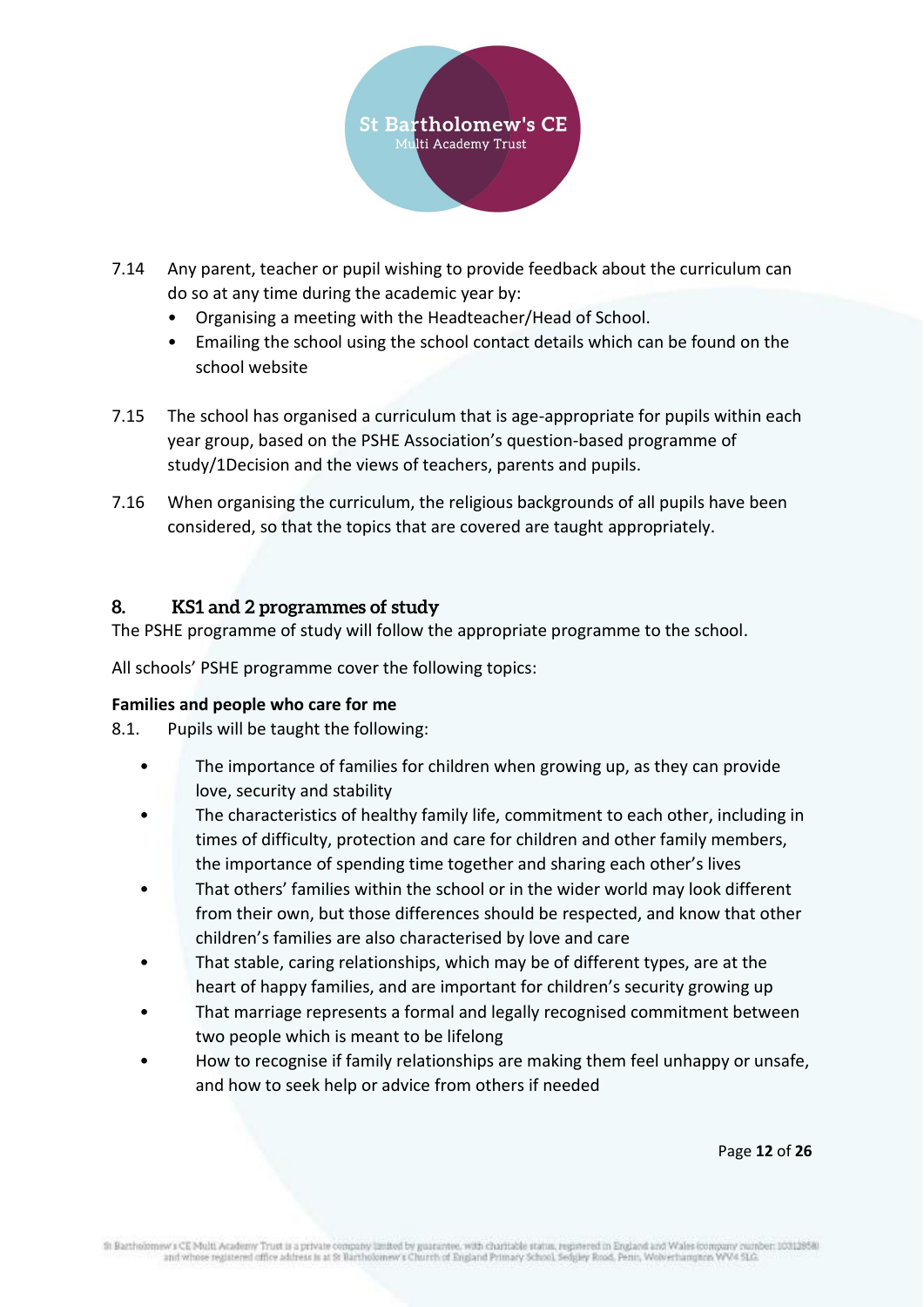7.14 Any parent, teacher or pupil wishing to provide feedback about the curriculum can do so at any time during the academic year by:

- Organising a meeting with the Headteacher/Head of School.
- Emailing the school using the school contact details which can be found on the school website

7.15 The school has organised a curriculum that is age-appropriate for pupils within each year group, based on the PSHE Association's question-based programme of study/1Decision and the views of teachers, parents and pupils.

7.16 When organising the curriculum, the religious backgrounds of all pupils have been considered, so that the topics that are covered are taught appropriately.

## 8. KS1 and 2 programmes of study

The PSHE programme of study will follow the appropriate programme to the school.

All schools' PSHE programme cover the following topics:

**Families and people who care for me**

8.1. Pupils will be taught the following:

- The importance of families for children when growing up, as they can provide love, security and stability
- The characteristics of healthy family life, commitment to each other, including in times of difficulty, protection and care for children and other family members, the importance of spending time together and sharing each other's lives
- That others' families within the school or in the wider world may look different from their own, but those differences should be respected, and know that other children's families are also characterised by love and care
- That stable, caring relationships, which may be of different types, are at the heart of happy families, and are important for children's security growing up
- That marriage represents a formal and legally recognised commitment between two people which is meant to be lifelong
- How to recognise if family relationships are making them feel unhappy or unsafe, and how to seek help or advice from others if needed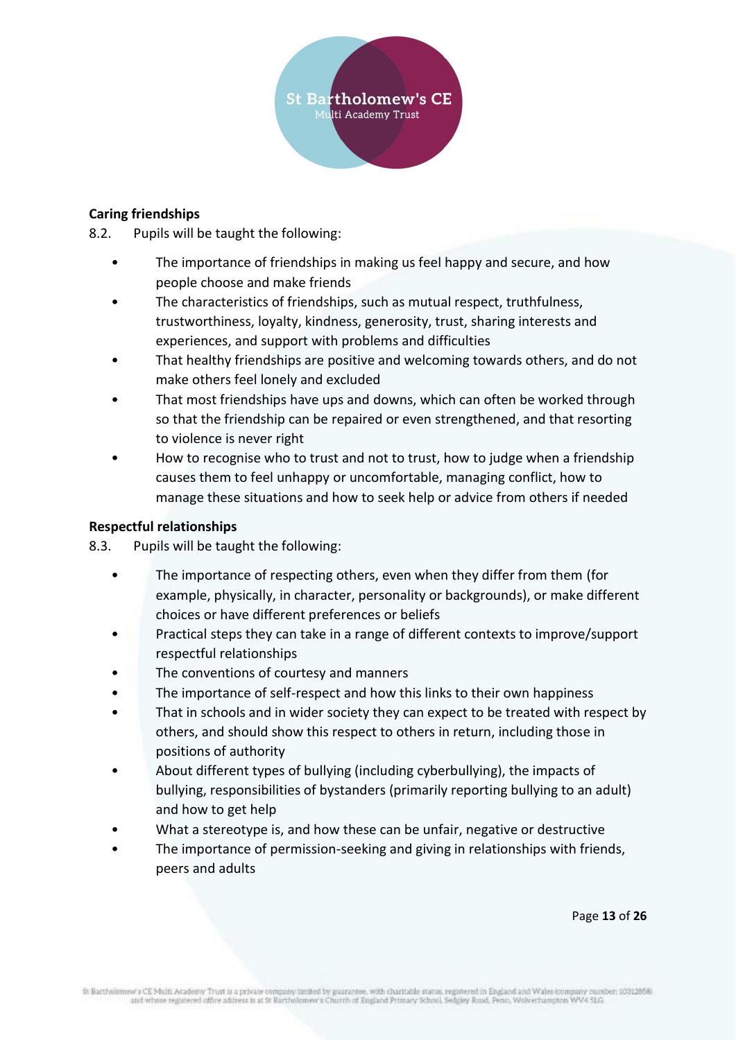**Caring friendships**

8.2. Pupils will be taught the following:

- The importance of friendships in making us feel happy and secure, and how people choose and make friends
- The characteristics of friendships, such as mutual respect, truthfulness, trustworthiness, loyalty, kindness, generosity, trust, sharing interests and experiences, and support with problems and difficulties
- That healthy friendships are positive and welcoming towards others, and do not make others feel lonely and excluded
- That most friendships have ups and downs, which can often be worked through so that the friendship can be repaired or even strengthened, and that resorting to violence is never right
- How to recognise who to trust and not to trust, how to judge when a friendship causes them to feel unhappy or uncomfortable, managing conflict, how to manage these situations and how to seek help or advice from others if needed

**Respectful relationships**

8.3. Pupils will be taught the following:

- The importance of respecting others, even when they differ from them (for example, physically, in character, personality or backgrounds), or make different choices or have different preferences or beliefs
- Practical steps they can take in a range of different contexts to improve/support respectful relationships
- The conventions of courtesy and manners
- The importance of self-respect and how this links to their own happiness
- That in schools and in wider society they can expect to be treated with respect by others, and should show this respect to others in return, including those in positions of authority
- About different types of bullying (including cyberbullying), the impacts of bullying, responsibilities of bystanders (primarily reporting bullying to an adult) and how to get help
- What a stereotype is, and how these can be unfair, negative or destructive
- The importance of permission-seeking and giving in relationships with friends, peers and adults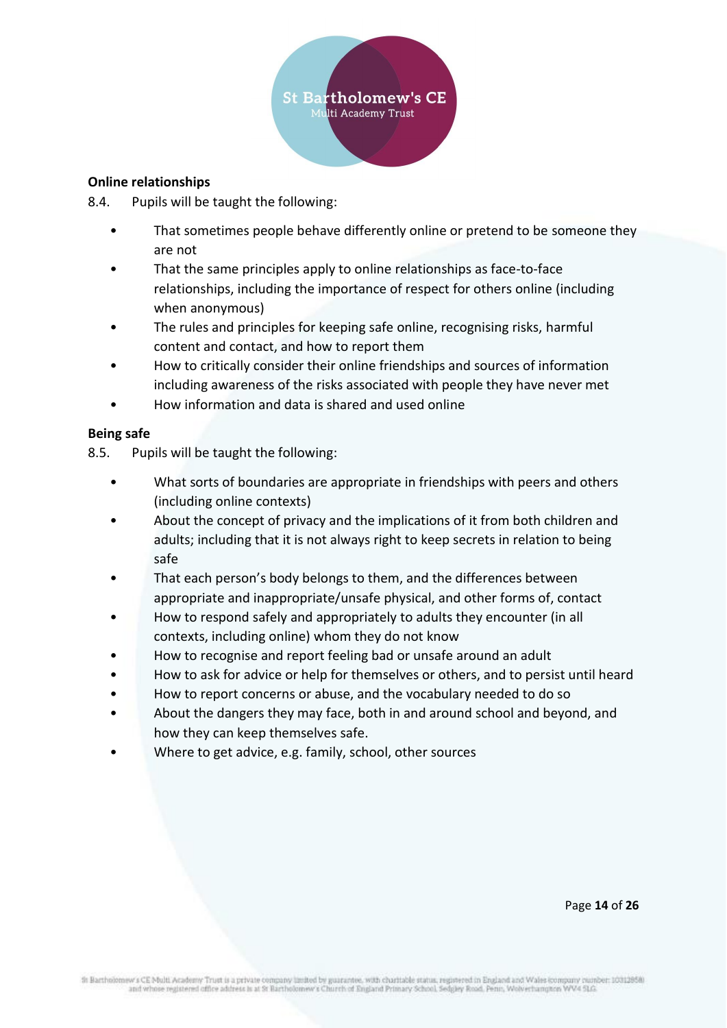**Online relationships**

8.4. Pupils will be taught the following:

- That sometimes people behave differently online or pretend to be someone they are not
- That the same principles apply to online relationships as face-to-face relationships, including the importance of respect for others online (including when anonymous)
- The rules and principles for keeping safe online, recognising risks, harmful content and contact, and how to report them
- How to critically consider their online friendships and sources of information including awareness of the risks associated with people they have never met
- How information and data is shared and used online

**Being safe**

8.5. Pupils will be taught the following:

- What sorts of boundaries are appropriate in friendships with peers and others (including online contexts)
- About the concept of privacy and the implications of it from both children and adults; including that it is not always right to keep secrets in relation to being safe
- That each person's body belongs to them, and the differences between appropriate and inappropriate/unsafe physical, and other forms of, contact
- How to respond safely and appropriately to adults they encounter (in all contexts, including online) whom they do not know
- How to recognise and report feeling bad or unsafe around an adult
- How to ask for advice or help for themselves or others, and to persist until heard
- How to report concerns or abuse, and the vocabulary needed to do so
- About the dangers they may face, both in and around school and beyond, and how they can keep themselves safe.
- Where to get advice, e.g. family, school, other sources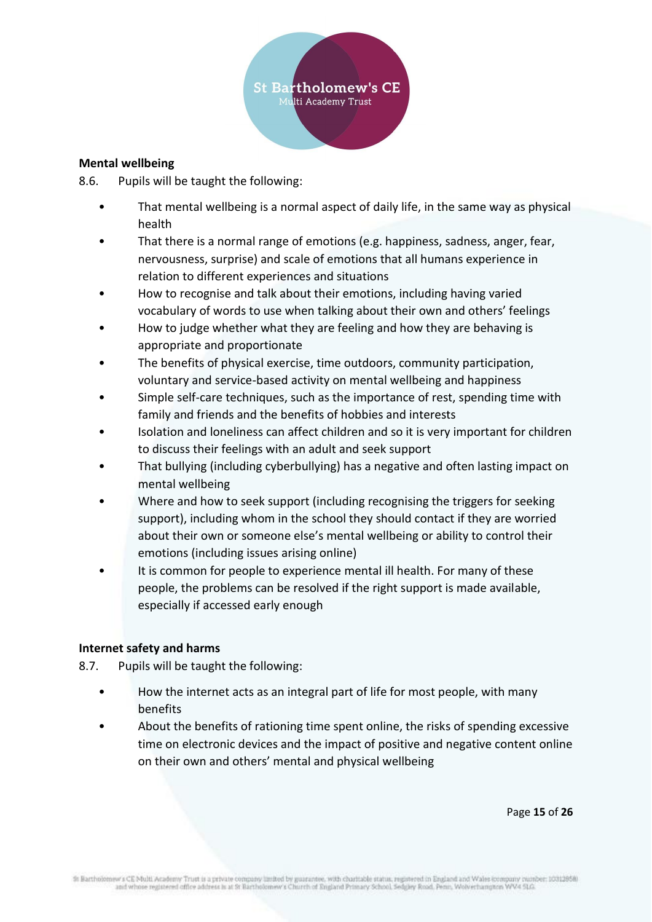**Mental wellbeing**

8.6. Pupils will be taught the following:

- That mental wellbeing is a normal aspect of daily life, in the same way as physical health
- That there is a normal range of emotions (e.g. happiness, sadness, anger, fear, nervousness, surprise) and scale of emotions that all humans experience in relation to different experiences and situations
- How to recognise and talk about their emotions, including having varied vocabulary of words to use when talking about their own and others' feelings
- How to judge whether what they are feeling and how they are behaving is appropriate and proportionate
- The benefits of physical exercise, time outdoors, community participation, voluntary and service-based activity on mental wellbeing and happiness
- Simple self-care techniques, such as the importance of rest, spending time with family and friends and the benefits of hobbies and interests
- Isolation and loneliness can affect children and so it is very important for children to discuss their feelings with an adult and seek support
- That bullying (including cyberbullying) has a negative and often lasting impact on mental wellbeing
- Where and how to seek support (including recognising the triggers for seeking support), including whom in the school they should contact if they are worried about their own or someone else's mental wellbeing or ability to control their emotions (including issues arising online)
- It is common for people to experience mental ill health. For many of these people, the problems can be resolved if the right support is made available, especially if accessed early enough

**Internet safety and harms**

8.7. Pupils will be taught the following:

- How the internet acts as an integral part of life for most people, with many benefits
- About the benefits of rationing time spent online, the risks of spending excessive time on electronic devices and the impact of positive and negative content online on their own and others' mental and physical wellbeing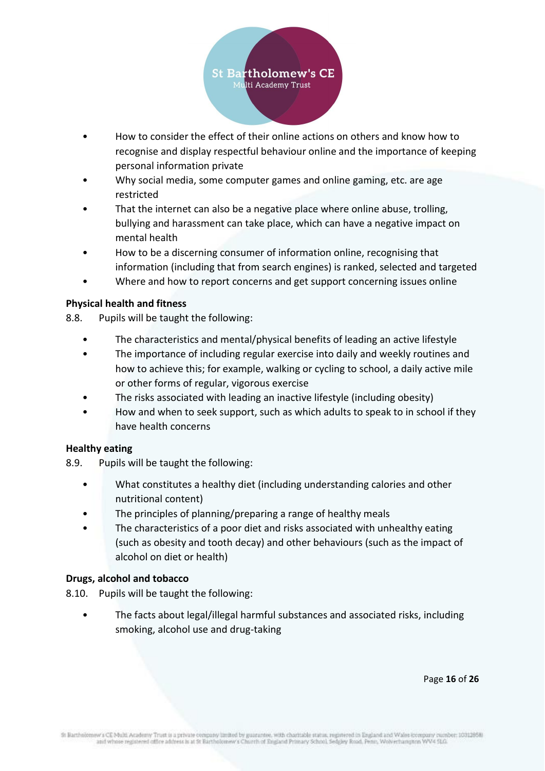- How to consider the effect of their online actions on others and know how to recognise and display respectful behaviour online and the importance of keeping personal information private
- Why social media, some computer games and online gaming, etc. are age restricted
- That the internet can also be a negative place where online abuse, trolling, bullying and harassment can take place, which can have a negative impact on mental health
- How to be a discerning consumer of information online, recognising that information (including that from search engines) is ranked, selected and targeted
- Where and how to report concerns and get support concerning issues online

**Physical health and fitness**

8.8. Pupils will be taught the following:

- The characteristics and mental/physical benefits of leading an active lifestyle
- The importance of including regular exercise into daily and weekly routines and how to achieve this; for example, walking or cycling to school, a daily active mile or other forms of regular, vigorous exercise
- The risks associated with leading an inactive lifestyle (including obesity)
- How and when to seek support, such as which adults to speak to in school if they have health concerns

**Healthy eating**

8.9. Pupils will be taught the following:

- What constitutes a healthy diet (including understanding calories and other nutritional content)
- The principles of planning/preparing a range of healthy meals
- The characteristics of a poor diet and risks associated with unhealthy eating (such as obesity and tooth decay) and other behaviours (such as the impact of alcohol on diet or health)

**Drugs, alcohol and tobacco**

8.10. Pupils will be taught the following:

- The facts about legal/illegal harmful substances and associated risks, including smoking, alcohol use and drug-taking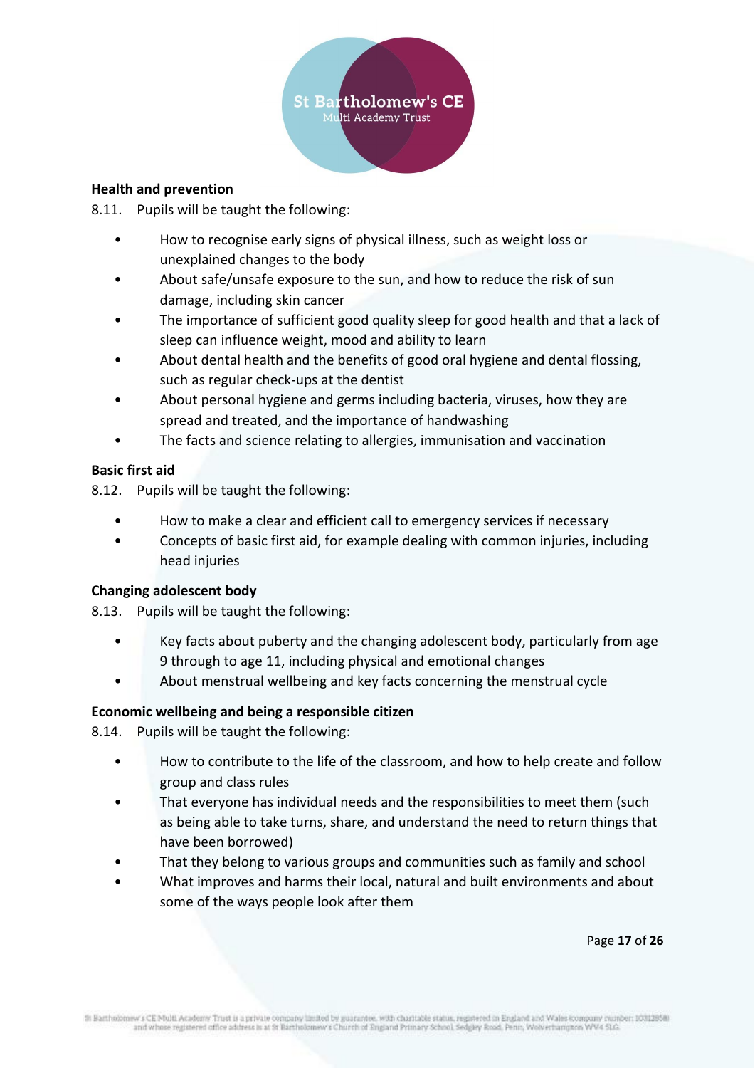**Health and prevention**

8.11. Pupils will be taught the following:

- How to recognise early signs of physical illness, such as weight loss or unexplained changes to the body
- About safe/unsafe exposure to the sun, and how to reduce the risk of sun damage, including skin cancer
- The importance of sufficient good quality sleep for good health and that a lack of sleep can influence weight, mood and ability to learn
- About dental health and the benefits of good oral hygiene and dental flossing, such as regular check-ups at the dentist
- About personal hygiene and germs including bacteria, viruses, how they are spread and treated, and the importance of handwashing
- The facts and science relating to allergies, immunisation and vaccination

**Basic first aid**

8.12. Pupils will be taught the following:

- How to make a clear and efficient call to emergency services if necessary
- Concepts of basic first aid, for example dealing with common injuries, including head injuries

**Changing adolescent body**

8.13. Pupils will be taught the following:

- Key facts about puberty and the changing adolescent body, particularly from age 9 through to age 11, including physical and emotional changes
- About menstrual wellbeing and key facts concerning the menstrual cycle

**Economic wellbeing and being a responsible citizen**

8.14. Pupils will be taught the following:

- How to contribute to the life of the classroom, and how to help create and follow group and class rules
- That everyone has individual needs and the responsibilities to meet them (such as being able to take turns, share, and understand the need to return things that have been borrowed)
- That they belong to various groups and communities such as family and school
- What improves and harms their local, natural and built environments and about some of the ways people look after them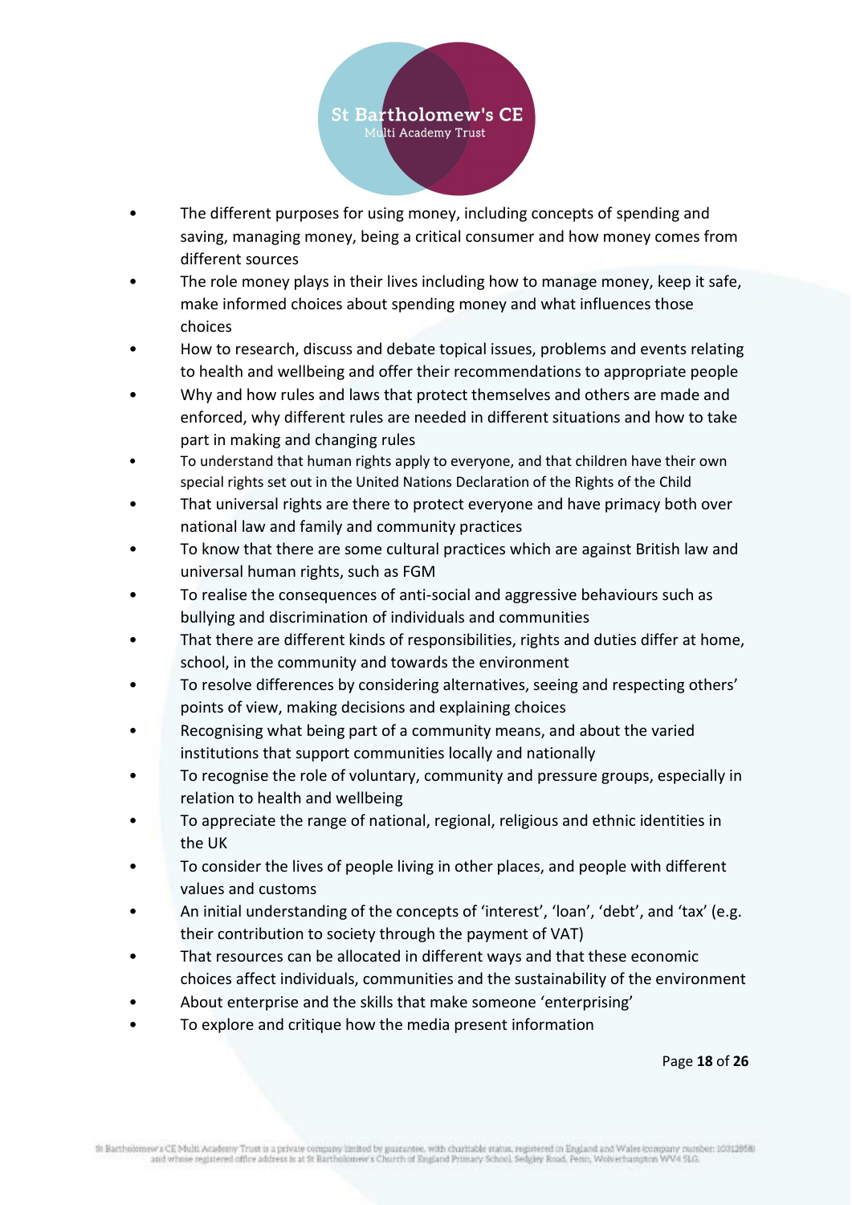- The different purposes for using money, including concepts of spending and saving, managing money, being a critical consumer and how money comes from different sources
- The role money plays in their lives including how to manage money, keep it safe, make informed choices about spending money and what influences those choices
- How to research, discuss and debate topical issues, problems and events relating to health and wellbeing and offer their recommendations to appropriate people
- Why and how rules and laws that protect themselves and others are made and enforced, why different rules are needed in different situations and how to take part in making and changing rules
- To understand that human rights apply to everyone, and that children have their own special rights set out in the United Nations Declaration of the Rights of the Child
- That universal rights are there to protect everyone and have primacy both over national law and family and community practices
- To know that there are some cultural practices which are against British law and universal human rights, such as FGM
- To realise the consequences of anti-social and aggressive behaviours such as bullying and discrimination of individuals and communities
- That there are different kinds of responsibilities, rights and duties differ at home, school, in the community and towards the environment
- To resolve differences by considering alternatives, seeing and respecting others' points of view, making decisions and explaining choices
- Recognising what being part of a community means, and about the varied institutions that support communities locally and nationally
- To recognise the role of voluntary, community and pressure groups, especially in relation to health and wellbeing
- To appreciate the range of national, regional, religious and ethnic identities in the UK
- To consider the lives of people living in other places, and people with different values and customs
- An initial understanding of the concepts of 'interest', 'loan', 'debt', and 'tax' (e.g. their contribution to society through the payment of VAT)
- That resources can be allocated in different ways and that these economic choices affect individuals, communities and the sustainability of the environment
- About enterprise and the skills that make someone 'enterprising'
- To explore and critique how the media present information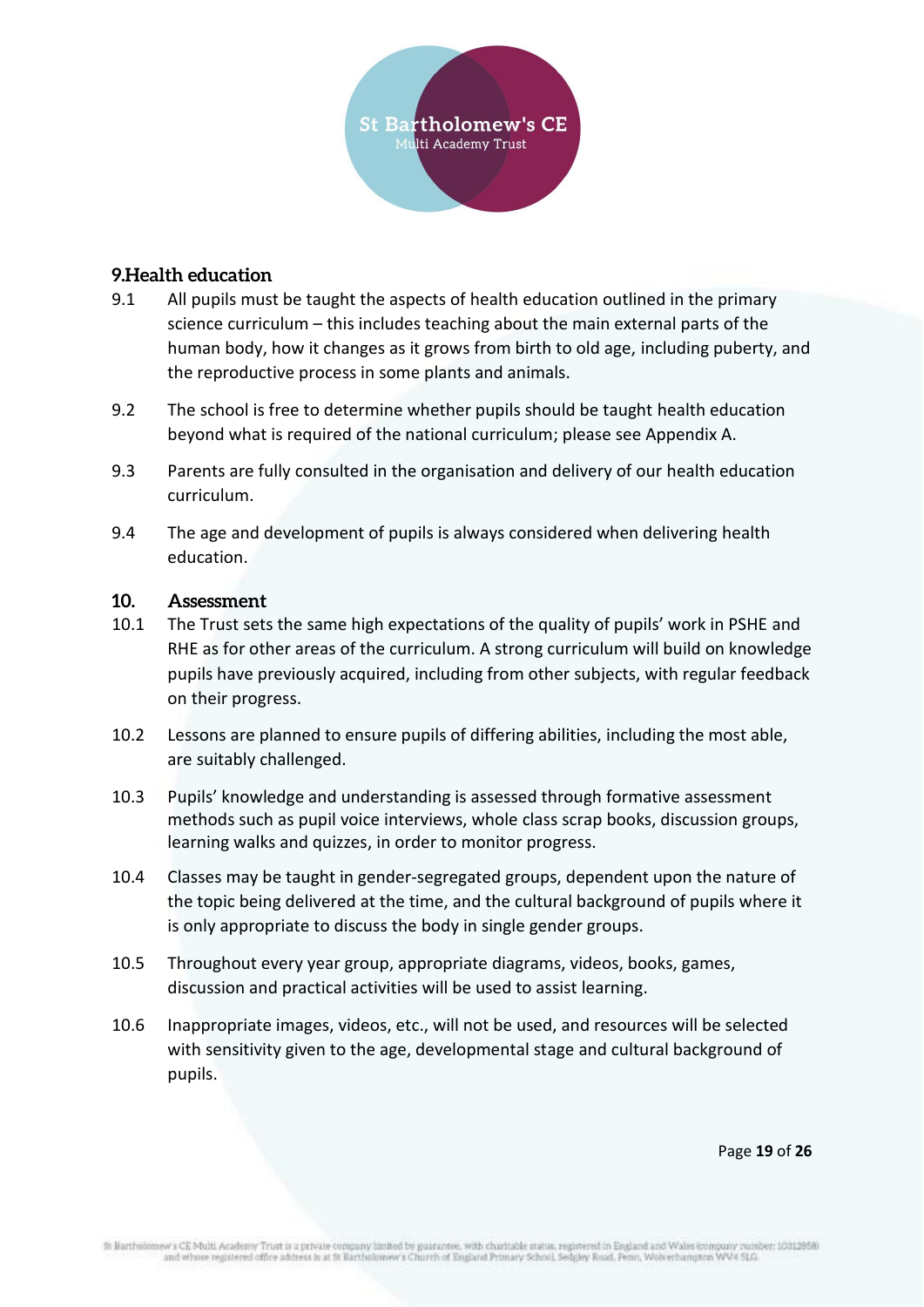## 9.Health education

9.1 All pupils must be taught the aspects of health education outlined in the primary science curriculum – this includes teaching about the main external parts of the human body, how it changes as it grows from birth to old age, including puberty, and the reproductive process in some plants and animals.

9.2 The school is free to determine whether pupils should be taught health education beyond what is required of the national curriculum; please see Appendix A.

9.3 Parents are fully consulted in the organisation and delivery of our health education curriculum.

9.4 The age and development of pupils is always considered when delivering health education.

## 10. Assessment

10.1 The Trust sets the same high expectations of the quality of pupils' work in PSHE and RHE as for other areas of the curriculum. A strong curriculum will build on knowledge pupils have previously acquired, including from other subjects, with regular feedback on their progress.

10.2 Lessons are planned to ensure pupils of differing abilities, including the most able, are suitably challenged.

10.3 Pupils' knowledge and understanding is assessed through formative assessment methods such as pupil voice interviews, whole class scrap books, discussion groups, learning walks and quizzes, in order to monitor progress.

10.4 Classes may be taught in gender-segregated groups, dependent upon the nature of the topic being delivered at the time, and the cultural background of pupils where it is only appropriate to discuss the body in single gender groups.

10.5 Throughout every year group, appropriate diagrams, videos, books, games, discussion and practical activities will be used to assist learning.

10.6 Inappropriate images, videos, etc., will not be used, and resources will be selected with sensitivity given to the age, developmental stage and cultural background of pupils.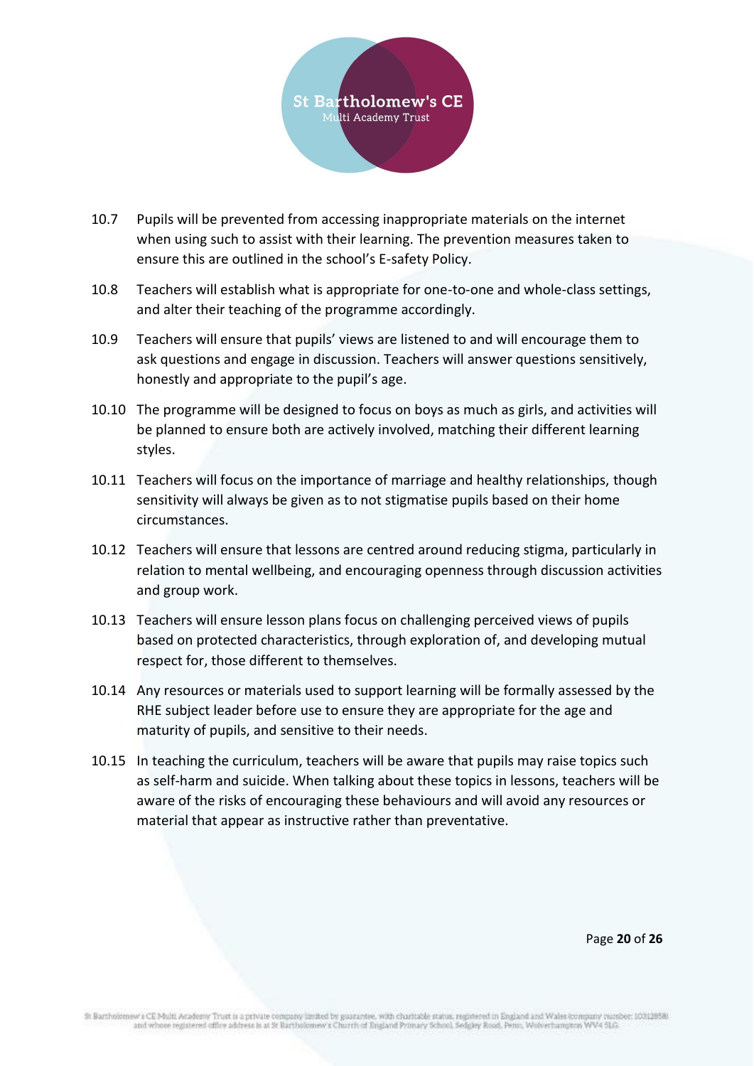10.7 Pupils will be prevented from accessing inappropriate materials on the internet when using such to assist with their learning. The prevention measures taken to ensure this are outlined in the school's E-safety Policy.

10.8 Teachers will establish what is appropriate for one-to-one and whole-class settings, and alter their teaching of the programme accordingly.

10.9 Teachers will ensure that pupils' views are listened to and will encourage them to ask questions and engage in discussion. Teachers will answer questions sensitively, honestly and appropriate to the pupil's age.

10.10 The programme will be designed to focus on boys as much as girls, and activities will be planned to ensure both are actively involved, matching their different learning styles.

10.11 Teachers will focus on the importance of marriage and healthy relationships, though sensitivity will always be given as to not stigmatise pupils based on their home circumstances.

10.12 Teachers will ensure that lessons are centred around reducing stigma, particularly in relation to mental wellbeing, and encouraging openness through discussion activities and group work.

10.13 Teachers will ensure lesson plans focus on challenging perceived views of pupils based on protected characteristics, through exploration of, and developing mutual respect for, those different to themselves.

10.14 Any resources or materials used to support learning will be formally assessed by the RHE subject leader before use to ensure they are appropriate for the age and maturity of pupils, and sensitive to their needs.

10.15 In teaching the curriculum, teachers will be aware that pupils may raise topics such as self-harm and suicide. When talking about these topics in lessons, teachers will be aware of the risks of encouraging these behaviours and will avoid any resources or material that appear as instructive rather than preventative.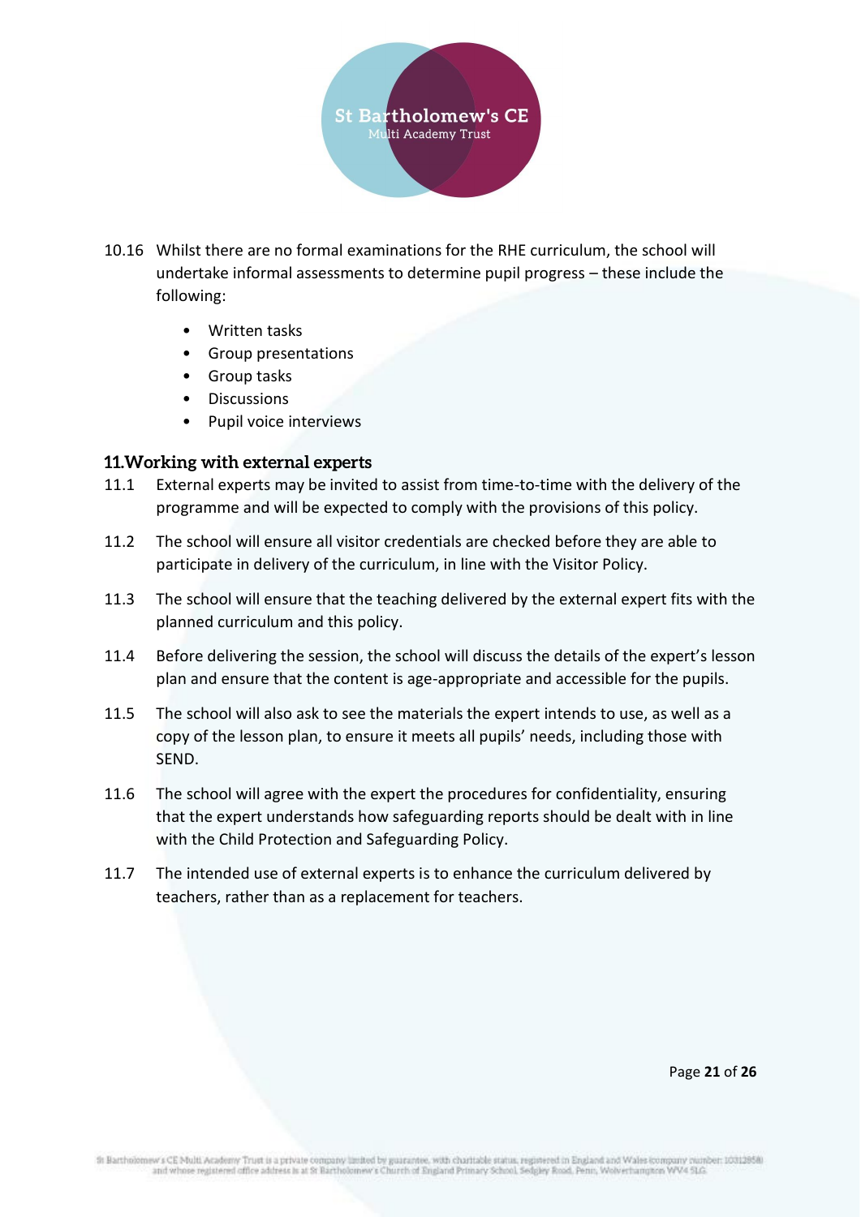10.16 Whilst there are no formal examinations for the RHE curriculum, the school will undertake informal assessments to determine pupil progress – these include the following:

- Written tasks
- Group presentations
- Group tasks
- Discussions
- Pupil voice interviews

## 11. Working with external experts

11.1 External experts may be invited to assist from time-to-time with the delivery of the programme and will be expected to comply with the provisions of this policy.

11.2 The school will ensure all visitor credentials are checked before they are able to participate in delivery of the curriculum, in line with the Visitor Policy.

11.3 The school will ensure that the teaching delivered by the external expert fits with the planned curriculum and this policy.

11.4 Before delivering the session, the school will discuss the details of the expert's lesson plan and ensure that the content is age-appropriate and accessible for the pupils.

11.5 The school will also ask to see the materials the expert intends to use, as well as a copy of the lesson plan, to ensure it meets all pupils' needs, including those with SEND.

11.6 The school will agree with the expert the procedures for confidentiality, ensuring that the expert understands how safeguarding reports should be dealt with in line with the Child Protection and Safeguarding Policy.

11.7 The intended use of external experts is to enhance the curriculum delivered by teachers, rather than as a replacement for teachers.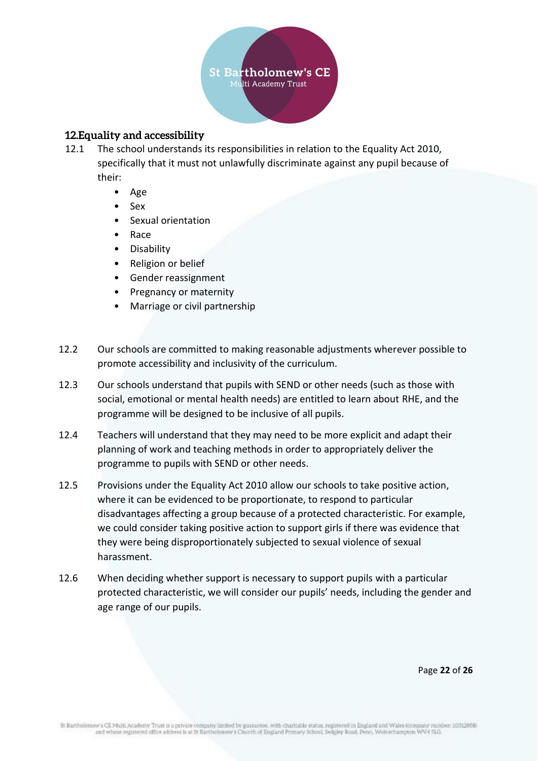## 12. Equality and accessibility

12.1 The school understands its responsibilities in relation to the Equality Act 2010, specifically that it must not unlawfully discriminate against any pupil because of their:

- Age
- Sex
- Sexual orientation
- Race
- Disability
- Religion or belief
- Gender reassignment
- Pregnancy or maternity
- Marriage or civil partnership

12.2 Our schools are committed to making reasonable adjustments wherever possible to promote accessibility and inclusivity of the curriculum.

12.3 Our schools understand that pupils with SEND or other needs (such as those with social, emotional or mental health needs) are entitled to learn about RHE, and the programme will be designed to be inclusive of all pupils.

12.4 Teachers will understand that they may need to be more explicit and adapt their planning of work and teaching methods in order to appropriately deliver the programme to pupils with SEND or other needs.

12.5 Provisions under the Equality Act 2010 allow our schools to take positive action, where it can be evidenced to be proportionate, to respond to particular disadvantages affecting a group because of a protected characteristic. For example, we could consider taking positive action to support girls if there was evidence that they were being disproportionately subjected to sexual violence of sexual harassment.

12.6 When deciding whether support is necessary to support pupils with a particular protected characteristic, we will consider our pupils' needs, including the gender and age range of our pupils.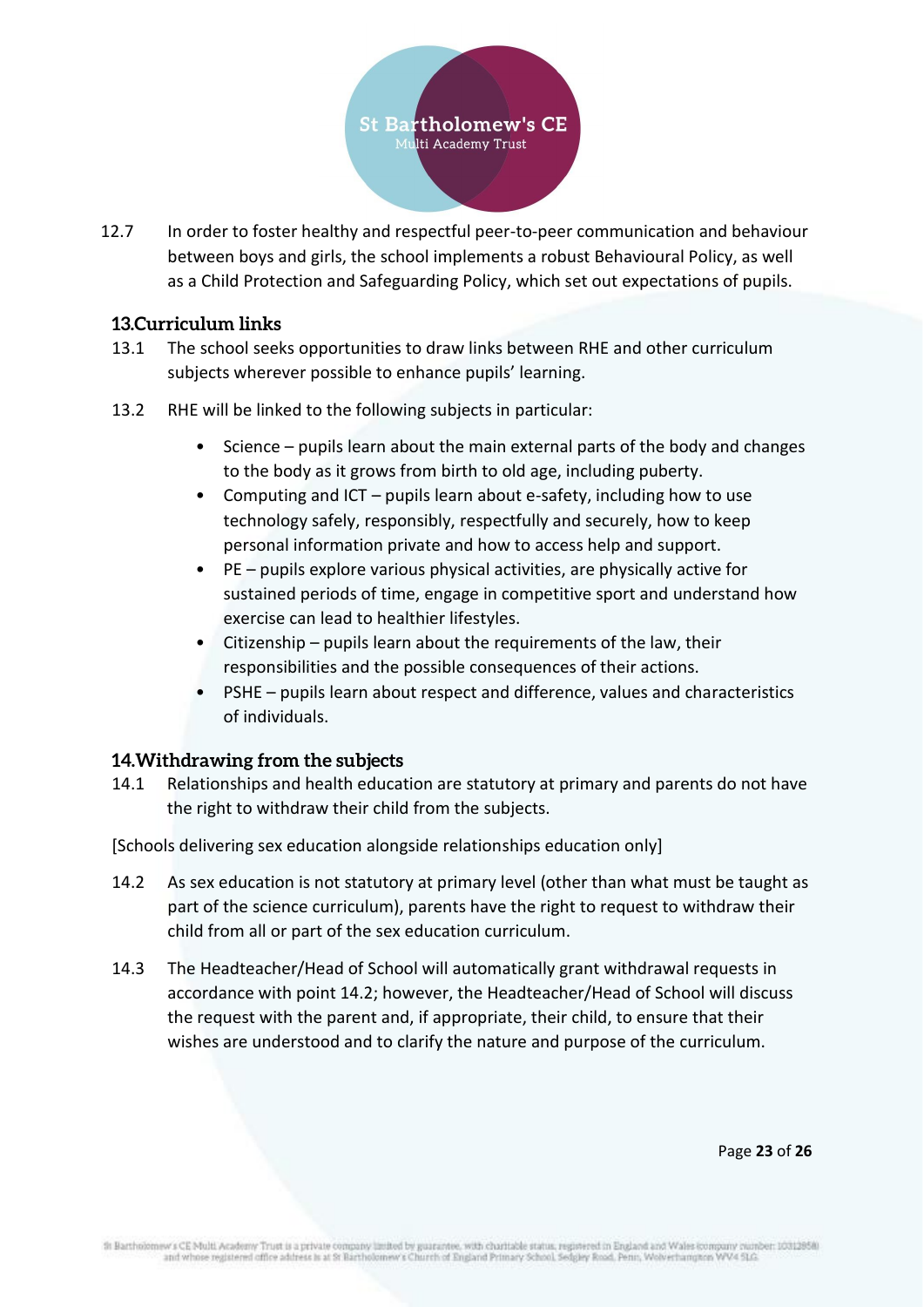12.7 In order to foster healthy and respectful peer-to-peer communication and behaviour between boys and girls, the school implements a robust Behavioural Policy, as well as a Child Protection and Safeguarding Policy, which set out expectations of pupils.

## 13. Curriculum links

13.1 The school seeks opportunities to draw links between RHE and other curriculum subjects wherever possible to enhance pupils' learning.

13.2 RHE will be linked to the following subjects in particular:

- Science – pupils learn about the main external parts of the body and changes to the body as it grows from birth to old age, including puberty.
- Computing and ICT – pupils learn about e-safety, including how to use technology safely, responsibly, respectfully and securely, how to keep personal information private and how to access help and support.
- PE – pupils explore various physical activities, are physically active for sustained periods of time, engage in competitive sport and understand how exercise can lead to healthier lifestyles.
- Citizenship – pupils learn about the requirements of the law, their responsibilities and the possible consequences of their actions.
- PSHE – pupils learn about respect and difference, values and characteristics of individuals.

## 14. Withdrawing from the subjects

14.1 Relationships and health education are statutory at primary and parents do not have the right to withdraw their child from the subjects.

[Schools delivering sex education alongside relationships education only]

14.2 As sex education is not statutory at primary level (other than what must be taught as part of the science curriculum), parents have the right to request to withdraw their child from all or part of the sex education curriculum.

14.3 The Headteacher/Head of School will automatically grant withdrawal requests in accordance with point 14.2; however, the Headteacher/Head of School will discuss the request with the parent and, if appropriate, their child, to ensure that their wishes are understood and to clarify the nature and purpose of the curriculum.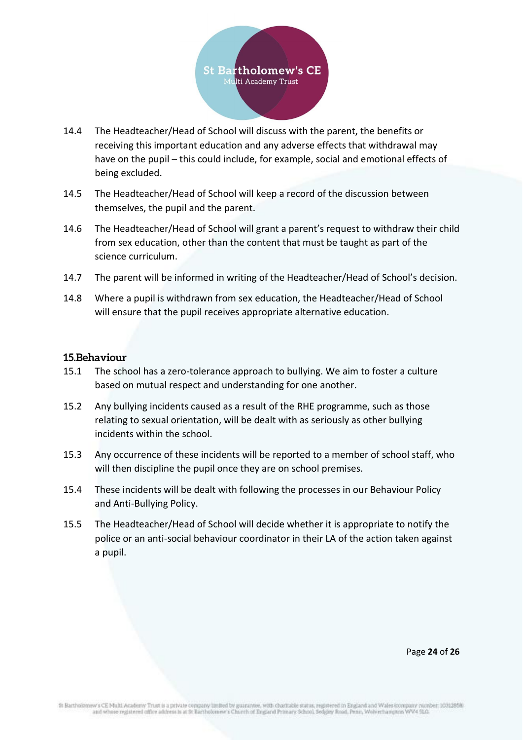14.4 The Headteacher/Head of School will discuss with the parent, the benefits or receiving this important education and any adverse effects that withdrawal may have on the pupil – this could include, for example, social and emotional effects of being excluded.

14.5 The Headteacher/Head of School will keep a record of the discussion between themselves, the pupil and the parent.

14.6 The Headteacher/Head of School will grant a parent's request to withdraw their child from sex education, other than the content that must be taught as part of the science curriculum.

14.7 The parent will be informed in writing of the Headteacher/Head of School's decision.

14.8 Where a pupil is withdrawn from sex education, the Headteacher/Head of School will ensure that the pupil receives appropriate alternative education.

## 15. Behaviour

15.1 The school has a zero-tolerance approach to bullying. We aim to foster a culture based on mutual respect and understanding for one another.

15.2 Any bullying incidents caused as a result of the RHE programme, such as those relating to sexual orientation, will be dealt with as seriously as other bullying incidents within the school.

15.3 Any occurrence of these incidents will be reported to a member of school staff, who will then discipline the pupil once they are on school premises.

15.4 These incidents will be dealt with following the processes in our Behaviour Policy and Anti-Bullying Policy.

15.5 The Headteacher/Head of School will decide whether it is appropriate to notify the police or an anti-social behaviour coordinator in their LA of the action taken against a pupil.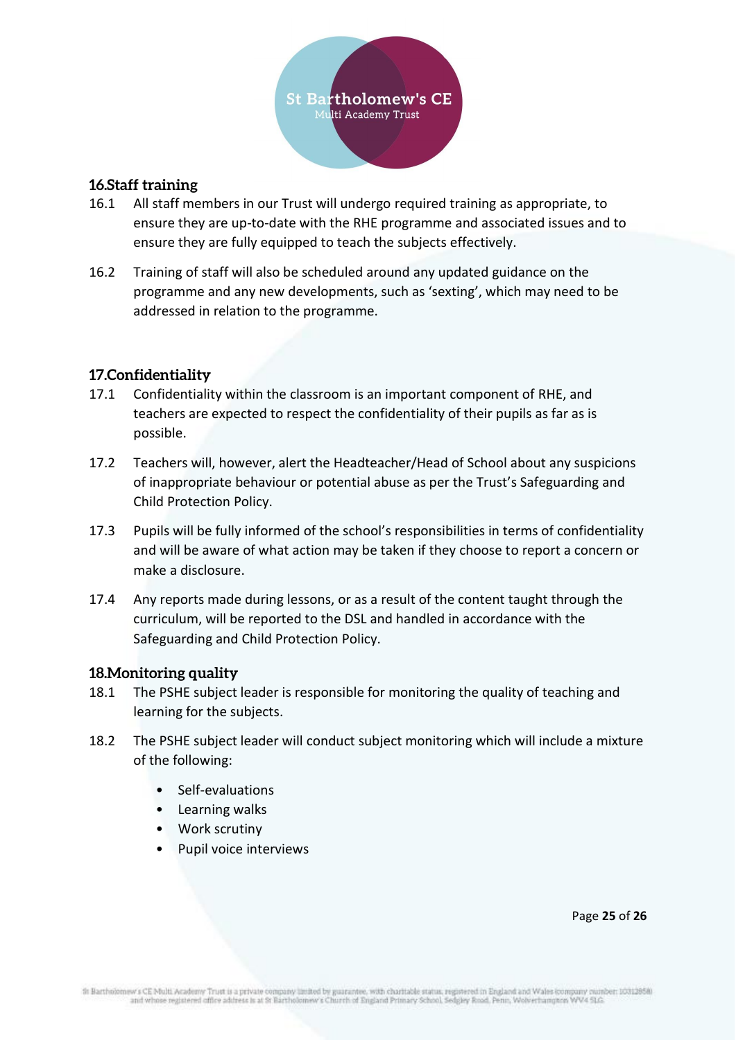## 16. Staff training

16.1 All staff members in our Trust will undergo required training as appropriate, to ensure they are up-to-date with the RHE programme and associated issues and to ensure they are fully equipped to teach the subjects effectively.

16.2 Training of staff will also be scheduled around any updated guidance on the programme and any new developments, such as 'sexting', which may need to be addressed in relation to the programme.

## 17. Confidentiality

17.1 Confidentiality within the classroom is an important component of RHE, and teachers are expected to respect the confidentiality of their pupils as far as is possible.

17.2 Teachers will, however, alert the Headteacher/Head of School about any suspicions of inappropriate behaviour or potential abuse as per the Trust's Safeguarding and Child Protection Policy.

17.3 Pupils will be fully informed of the school's responsibilities in terms of confidentiality and will be aware of what action may be taken if they choose to report a concern or make a disclosure.

17.4 Any reports made during lessons, or as a result of the content taught through the curriculum, will be reported to the DSL and handled in accordance with the Safeguarding and Child Protection Policy.

## 18. Monitoring quality

18.1 The PSHE subject leader is responsible for monitoring the quality of teaching and learning for the subjects.

18.2 The PSHE subject leader will conduct subject monitoring which will include a mixture of the following:

- Self-evaluations
- Learning walks
- Work scrutiny
- Pupil voice interviews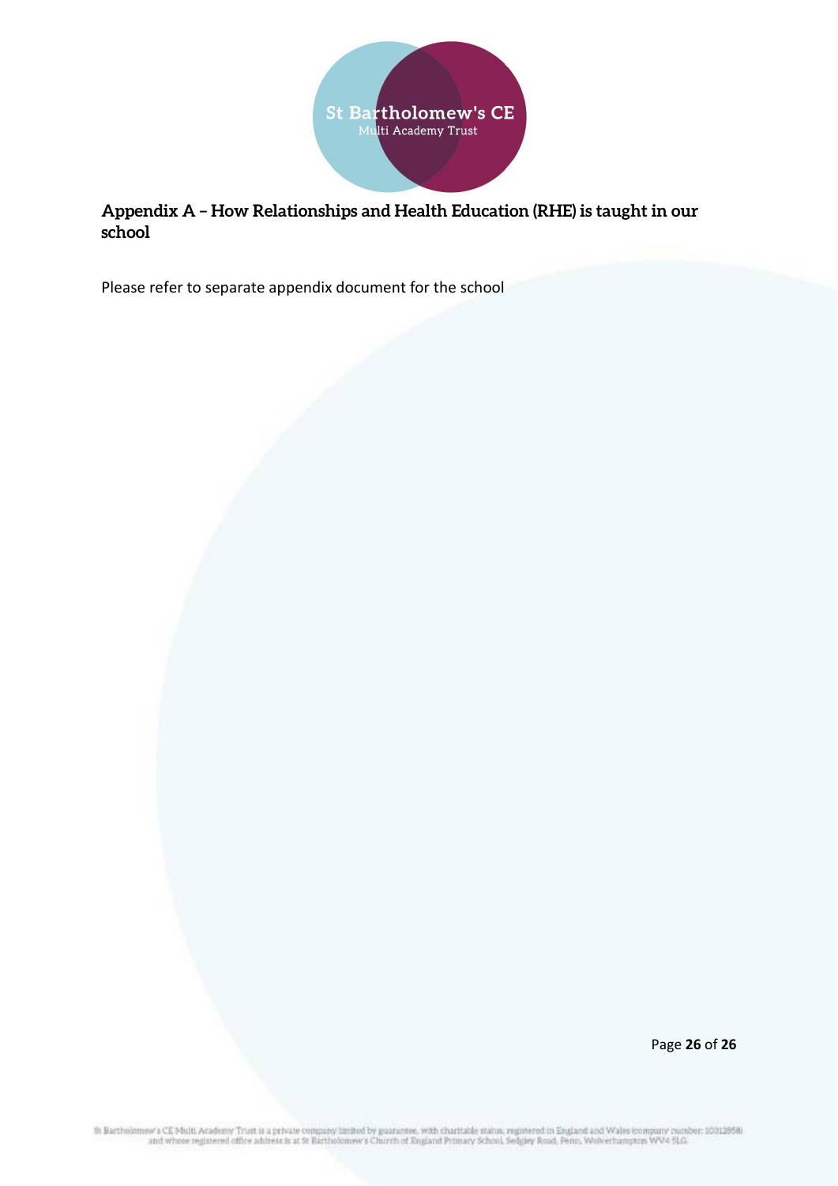## Appendix A – How Relationships and Health Education (RHE) is taught in our school

Please refer to separate appendix document for the school